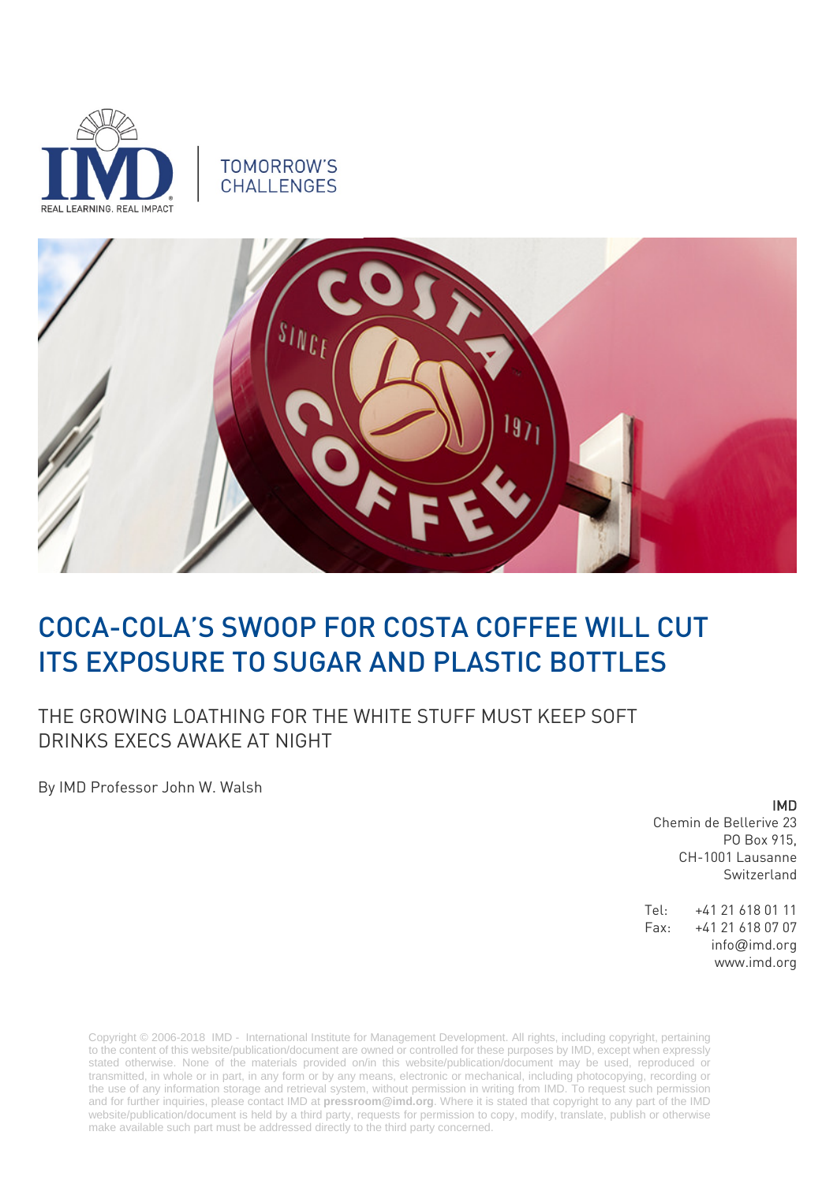TOMORROW'S CHALLENGES

# COCA-COLA'S SWOOP FOR COSTA COFFEE WILL CUT ITS EXPOSURE TO SUGAR AND PLASTIC BOTTLES

## THE GROWING LOATHING FOR THE WHITE STUFF MUST KEEP SOFT DRINKS EXECS AWAKE AT NIGHT

By IMD Professor John W. Walsh

**IMD**
Chemin de Bellerive 23
PO Box 915,
CH-1001 Lausanne
Switzerland

Tel: +41 21 618 01 11
Fax: +41 21 618 07 07
info@imd.org
www.imd.org

Copyright © 2006-2018 IMD - International Institute for Management Development. All rights, including copyright, pertaining to the content of this website/publication/document are owned or controlled for these purposes by IMD, except when expressly stated otherwise. None of the materials provided on/in this website/publication/document may be used, reproduced or transmitted, in whole or in part, in any form or by any means, electronic or mechanical, including photocopying, recording or the use of any information storage and retrieval system, without permission in writing from IMD. To request such permission and for further inquiries, please contact IMD at **pressroom@imd.org**. Where it is stated that copyright to any part of the IMD website/publication/document is held by a third party, requests for permission to copy, modify, translate, publish or otherwise make available such part must be addressed directly to the third party concerned.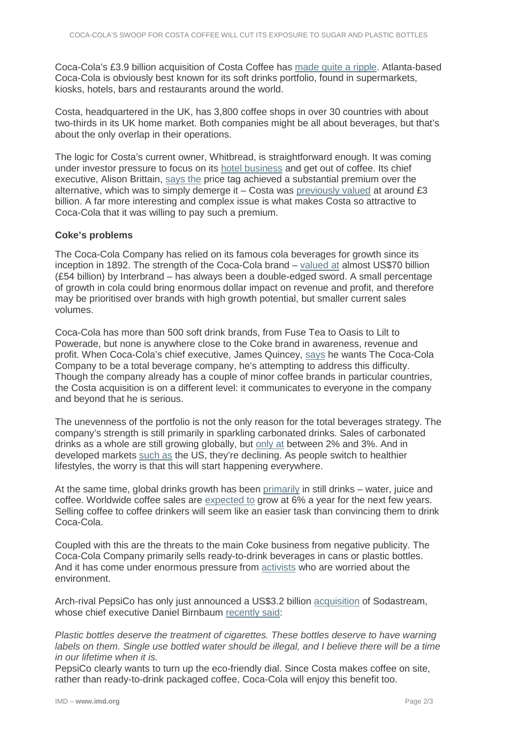Coca-Cola's £3.9 billion acquisition of Costa Coffee has made quite a ripple. Atlanta-based Coca-Cola is obviously best known for its soft drinks portfolio, found in supermarkets, kiosks, hotels, bars and restaurants around the world.

Costa, headquartered in the UK, has 3,800 coffee shops in over 30 countries with about two-thirds in its UK home market. Both companies might be all about beverages, but that's about the only overlap in their operations.

The logic for Costa's current owner, Whitbread, is straightforward enough. It was coming under investor pressure to focus on its hotel business and get out of coffee. Its chief executive, Alison Brittain, says the price tag achieved a substantial premium over the alternative, which was to simply demerge it – Costa was previously valued at around £3 billion. A far more interesting and complex issue is what makes Costa so attractive to Coca-Cola that it was willing to pay such a premium.

**Coke's problems**

The Coca-Cola Company has relied on its famous cola beverages for growth since its inception in 1892. The strength of the Coca-Cola brand – valued at almost US$70 billion (£54 billion) by Interbrand – has always been a double-edged sword. A small percentage of growth in cola could bring enormous dollar impact on revenue and profit, and therefore may be prioritised over brands with high growth potential, but smaller current sales volumes.

Coca-Cola has more than 500 soft drink brands, from Fuse Tea to Oasis to Lilt to Powerade, but none is anywhere close to the Coke brand in awareness, revenue and profit. When Coca-Cola's chief executive, James Quincey, says he wants The Coca-Cola Company to be a total beverage company, he's attempting to address this difficulty. Though the company already has a couple of minor coffee brands in particular countries, the Costa acquisition is on a different level: it communicates to everyone in the company and beyond that he is serious.

The unevenness of the portfolio is not the only reason for the total beverages strategy. The company's strength is still primarily in sparkling carbonated drinks. Sales of carbonated drinks as a whole are still growing globally, but only at between 2% and 3%. And in developed markets such as the US, they're declining. As people switch to healthier lifestyles, the worry is that this will start happening everywhere.

At the same time, global drinks growth has been primarily in still drinks – water, juice and coffee. Worldwide coffee sales are expected to grow at 6% a year for the next few years. Selling coffee to coffee drinkers will seem like an easier task than convincing them to drink Coca-Cola.

Coupled with this are the threats to the main Coke business from negative publicity. The Coca-Cola Company primarily sells ready-to-drink beverages in cans or plastic bottles. And it has come under enormous pressure from activists who are worried about the environment.

Arch-rival PepsiCo has only just announced a US$3.2 billion acquisition of Sodastream, whose chief executive Daniel Birnbaum recently said:

*Plastic bottles deserve the treatment of cigarettes. These bottles deserve to have warning labels on them. Single use bottled water should be illegal, and I believe there will be a time in our lifetime when it is.*

PepsiCo clearly wants to turn up the eco-friendly dial. Since Costa makes coffee on site, rather than ready-to-drink packaged coffee, Coca-Cola will enjoy this benefit too.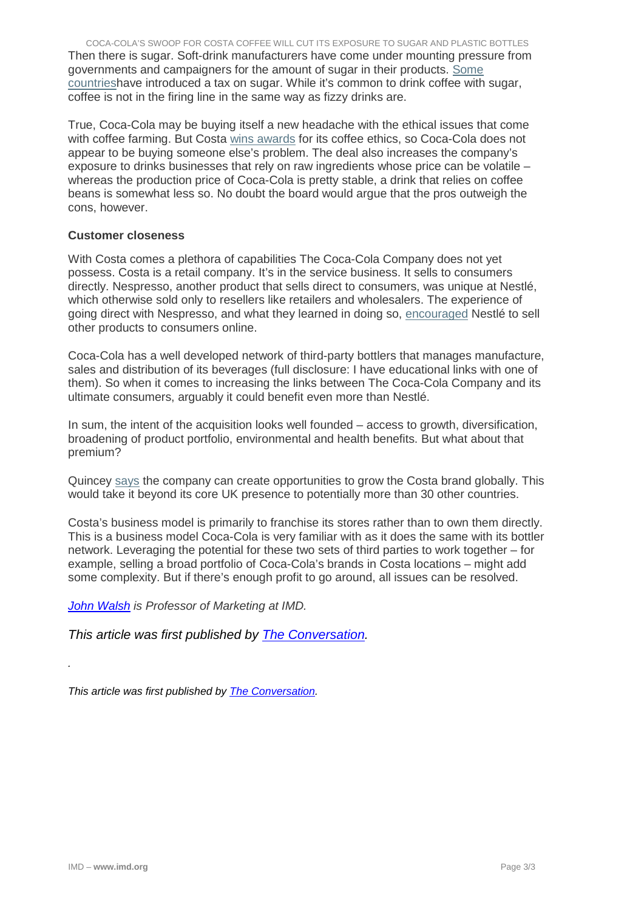Then there is sugar. Soft-drink manufacturers have come under mounting pressure from governments and campaigners for the amount of sugar in their products. Some countrieshave introduced a tax on sugar. While it's common to drink coffee with sugar, coffee is not in the firing line in the same way as fizzy drinks are.

True, Coca-Cola may be buying itself a new headache with the ethical issues that come with coffee farming. But Costa wins awards for its coffee ethics, so Coca-Cola does not appear to be buying someone else's problem. The deal also increases the company's exposure to drinks businesses that rely on raw ingredients whose price can be volatile – whereas the production price of Coca-Cola is pretty stable, a drink that relies on coffee beans is somewhat less so. No doubt the board would argue that the pros outweigh the cons, however.

**Customer closeness**

With Costa comes a plethora of capabilities The Coca-Cola Company does not yet possess. Costa is a retail company. It's in the service business. It sells to consumers directly. Nespresso, another product that sells direct to consumers, was unique at Nestlé, which otherwise sold only to resellers like retailers and wholesalers. The experience of going direct with Nespresso, and what they learned in doing so, encouraged Nestlé to sell other products to consumers online.

Coca-Cola has a well developed network of third-party bottlers that manages manufacture, sales and distribution of its beverages (full disclosure: I have educational links with one of them). So when it comes to increasing the links between The Coca-Cola Company and its ultimate consumers, arguably it could benefit even more than Nestlé.

In sum, the intent of the acquisition looks well founded – access to growth, diversification, broadening of product portfolio, environmental and health benefits. But what about that premium?

Quincey says the company can create opportunities to grow the Costa brand globally. This would take it beyond its core UK presence to potentially more than 30 other countries.

Costa's business model is primarily to franchise its stores rather than to own them directly. This is a business model Coca-Cola is very familiar with as it does the same with its bottler network. Leveraging the potential for these two sets of third parties to work together – for example, selling a broad portfolio of Coca-Cola's brands in Costa locations – might add some complexity. But if there's enough profit to go around, all issues can be resolved.

*John Walsh is Professor of Marketing at IMD.*

*This article was first published by The Conversation.*

*.*

*This article was first published by The Conversation.*